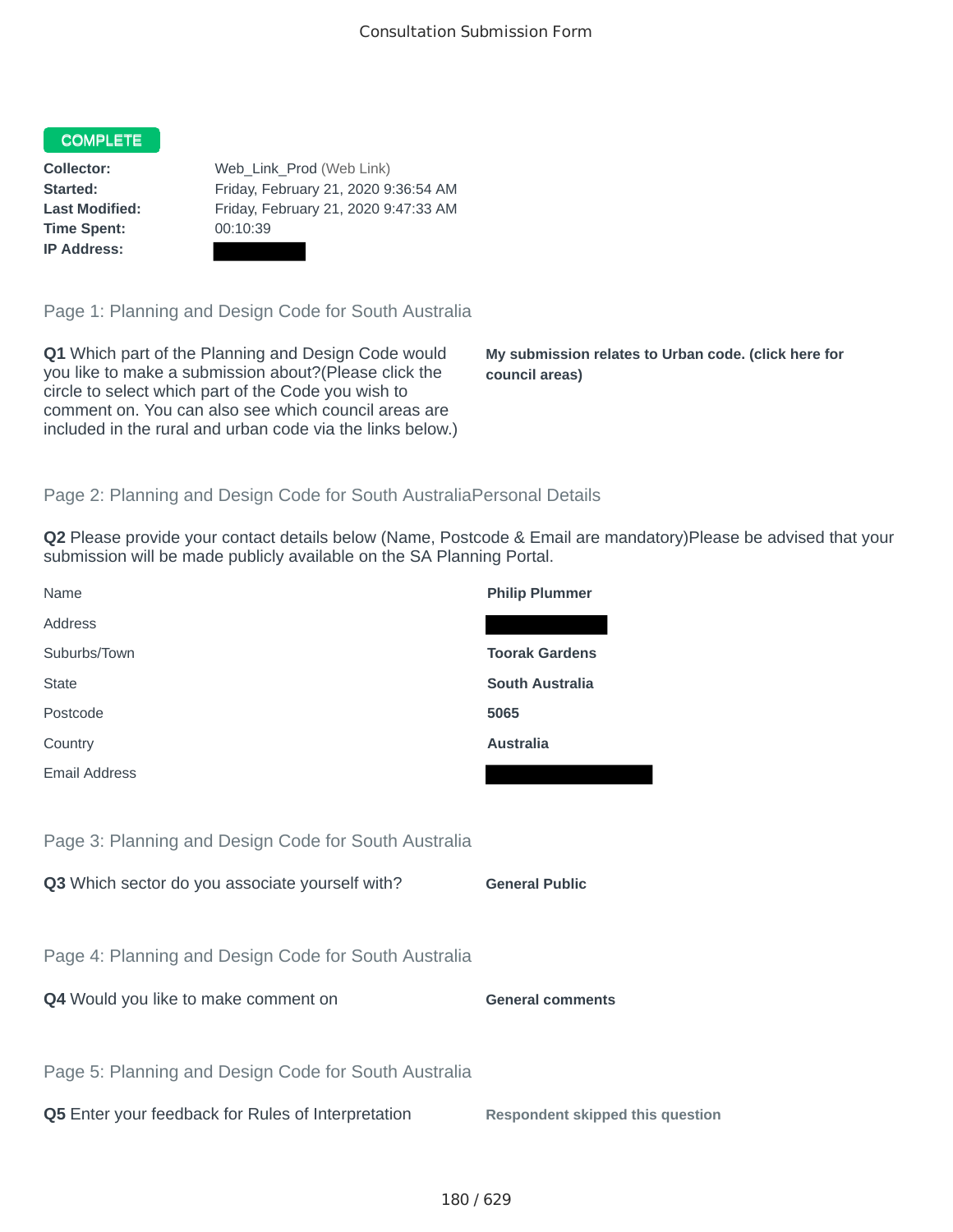Consultation Submission Form

**COMPLETE**

**Collector:** Web_Link_Prod (Web Link)
**Started:** Friday, February 21, 2020 9:36:54 AM
**Last Modified:** Friday, February 21, 2020 9:47:33 AM
**Time Spent:** 00:10:39
**IP Address:**

## Page 1: Planning and Design Code for South Australia

**Q1** Which part of the Planning and Design Code would you like to make a submission about?(Please click the circle to select which part of the Code you wish to comment on. You can also see which council areas are included in the rural and urban code via the links below.)

**My submission relates to Urban code. (click here for council areas)**

## Page 2: Planning and Design Code for South AustraliaPersonal Details

**Q2** Please provide your contact details below (Name, Postcode & Email are mandatory)Please be advised that your submission will be made publicly available on the SA Planning Portal.

| | |
|---|---|
| Name | **Philip Plummer** |
| Address | |
| Suburbs/Town | **Toorak Gardens** |
| State | **South Australia** |
| Postcode | **5065** |
| Country | **Australia** |
| Email Address | |

## Page 3: Planning and Design Code for South Australia

**Q3** Which sector do you associate yourself with? **General Public**

## Page 4: Planning and Design Code for South Australia

**Q4** Would you like to make comment on **General comments**

## Page 5: Planning and Design Code for South Australia

**Q5** Enter your feedback for Rules of Interpretation **Respondent skipped this question**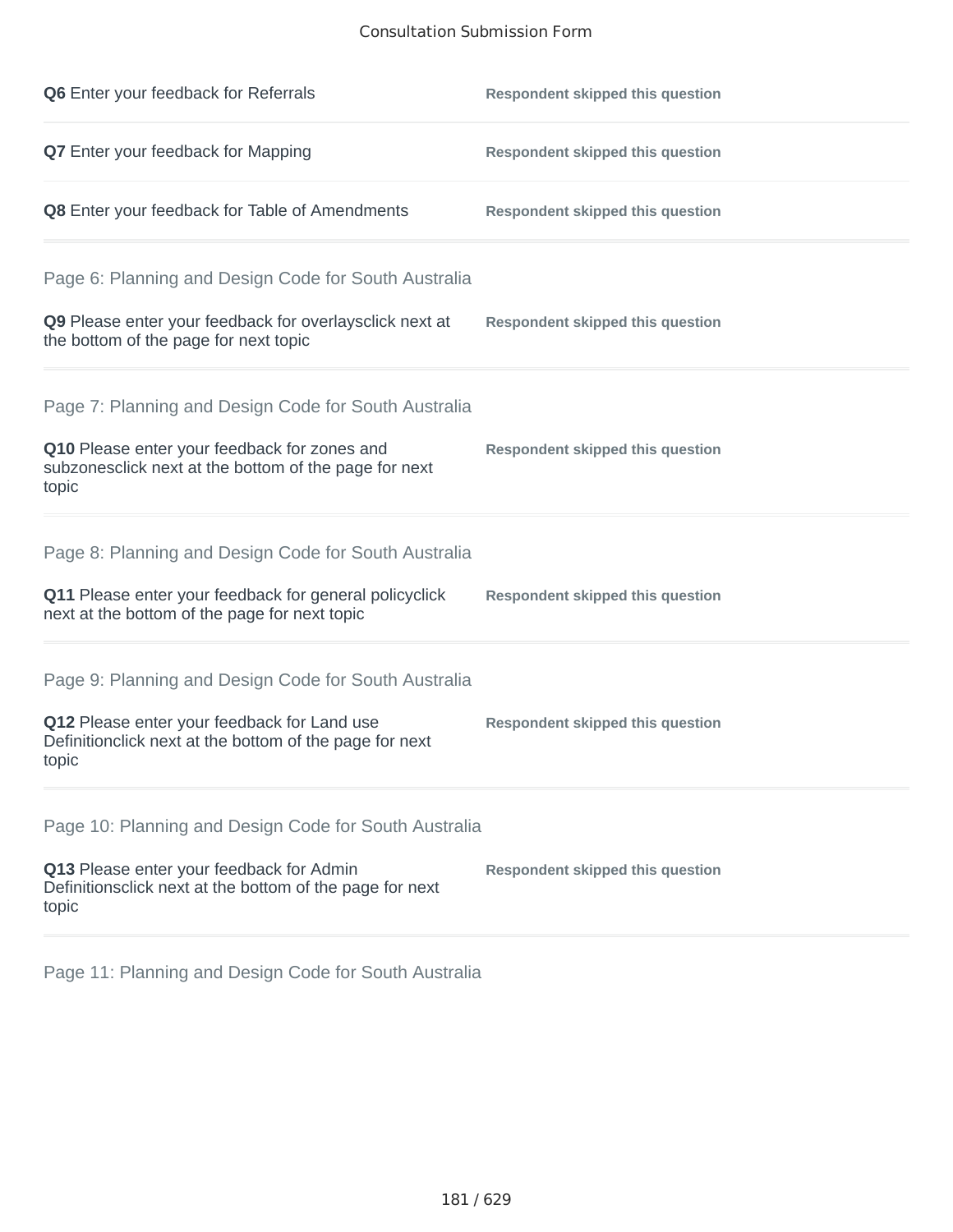**Q6** Enter your feedback for Referrals — **Respondent skipped this question**

**Q7** Enter your feedback for Mapping — **Respondent skipped this question**

**Q8** Enter your feedback for Table of Amendments — **Respondent skipped this question**

## Page 6: Planning and Design Code for South Australia

**Q9** Please enter your feedback for overlaysclick next at the bottom of the page for next topic — **Respondent skipped this question**

## Page 7: Planning and Design Code for South Australia

**Q10** Please enter your feedback for zones and subzonesclick next at the bottom of the page for next topic — **Respondent skipped this question**

## Page 8: Planning and Design Code for South Australia

**Q11** Please enter your feedback for general policyclick next at the bottom of the page for next topic — **Respondent skipped this question**

## Page 9: Planning and Design Code for South Australia

**Q12** Please enter your feedback for Land use Definitionclick next at the bottom of the page for next topic — **Respondent skipped this question**

## Page 10: Planning and Design Code for South Australia

**Q13** Please enter your feedback for Admin Definitionsclick next at the bottom of the page for next topic — **Respondent skipped this question**

## Page 11: Planning and Design Code for South Australia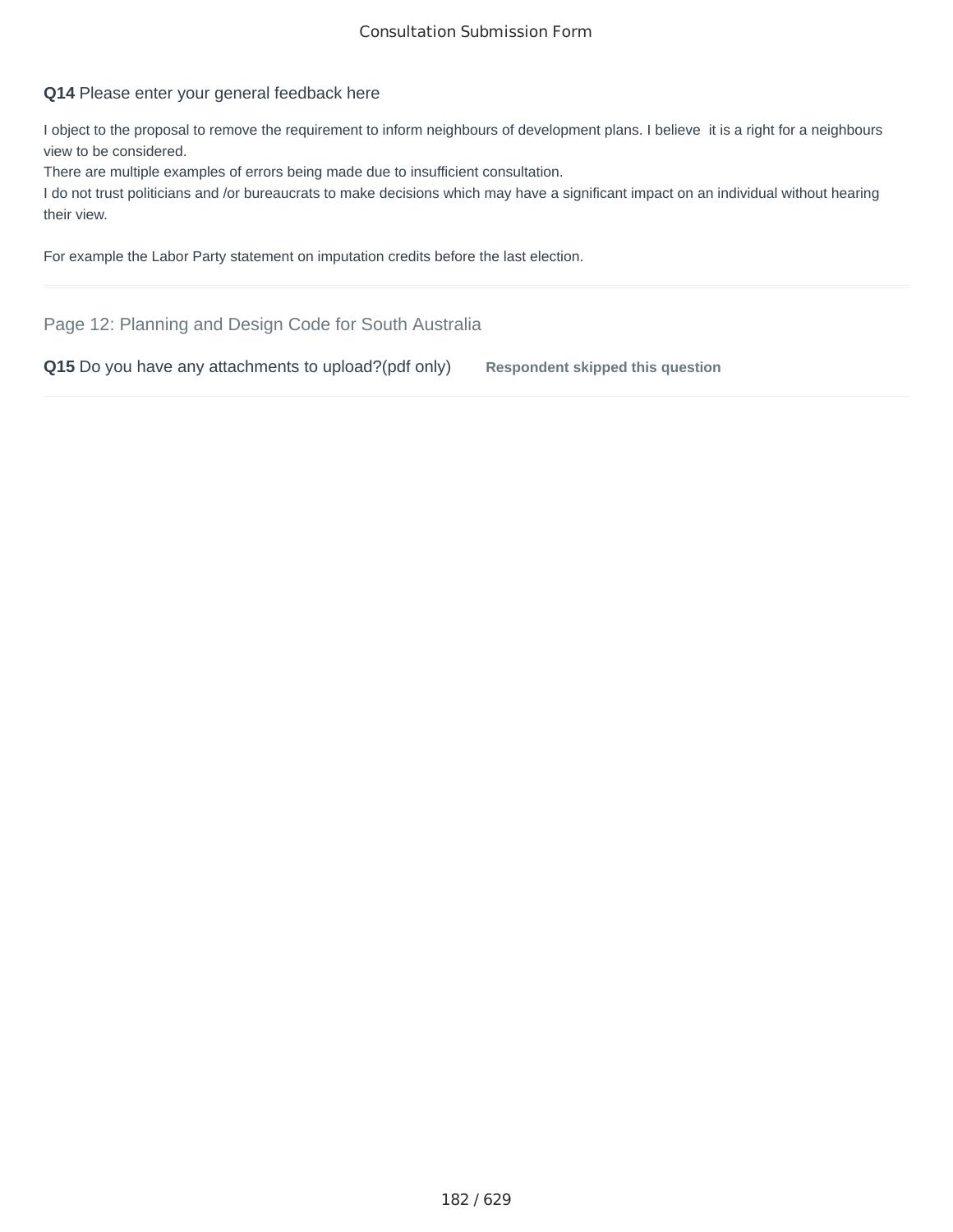**Q14** Please enter your general feedback here

I object to the proposal to remove the requirement to inform neighbours of development plans. I believe it is a right for a neighbours view to be considered.
There are multiple examples of errors being made due to insufficient consultation.
I do not trust politicians and /or bureaucrats to make decisions which may have a significant impact on an individual without hearing their view.

For example the Labor Party statement on imputation credits before the last election.

## Page 12: Planning and Design Code for South Australia

**Q15** Do you have any attachments to upload?(pdf only) **Respondent skipped this question**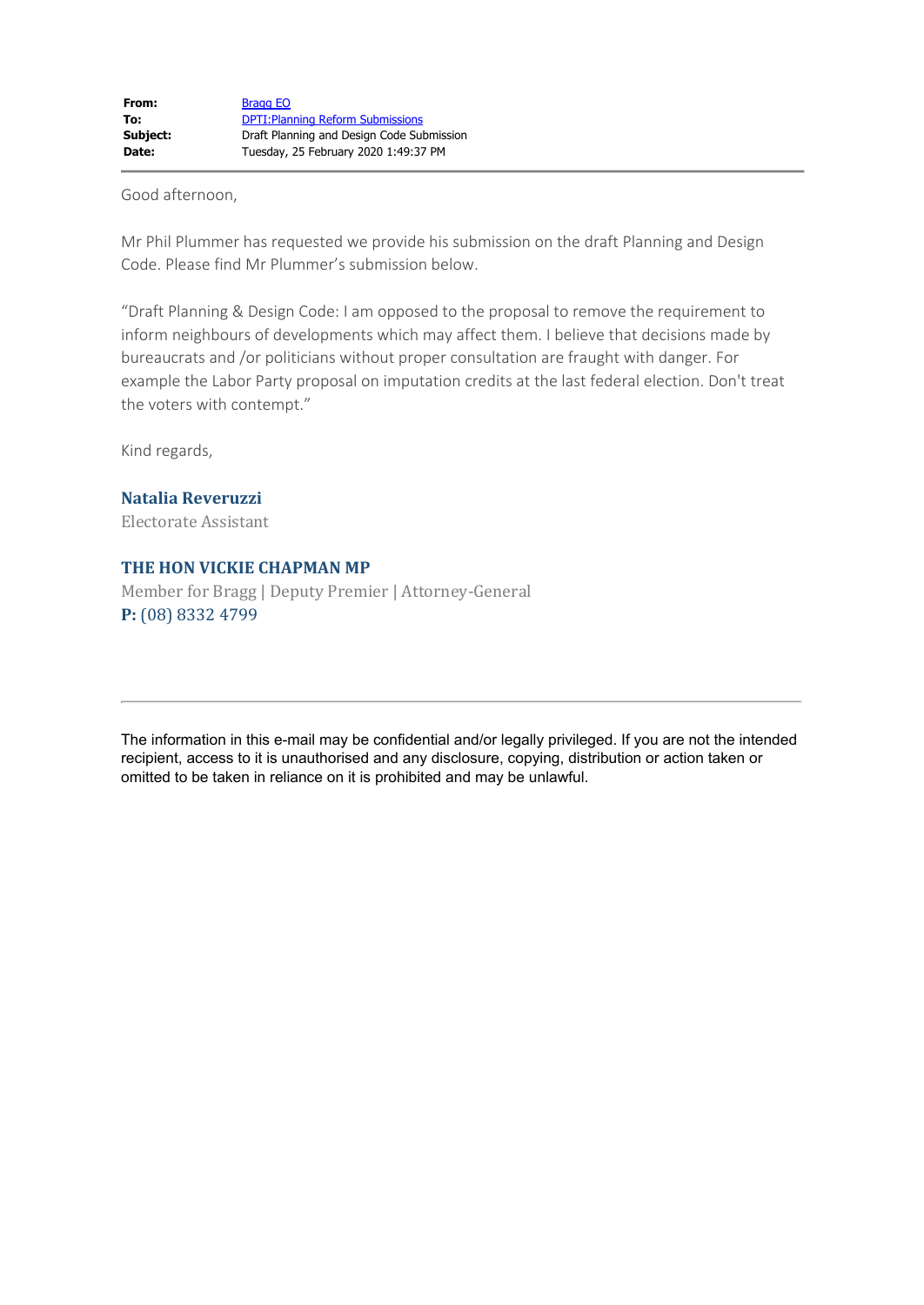| | |
|---|---|
| **From:** | Bragg EO |
| **To:** | DPTI:Planning Reform Submissions |
| **Subject:** | Draft Planning and Design Code Submission |
| **Date:** | Tuesday, 25 February 2020 1:49:37 PM |

Good afternoon,

Mr Phil Plummer has requested we provide his submission on the draft Planning and Design Code. Please find Mr Plummer's submission below.

"Draft Planning & Design Code: I am opposed to the proposal to remove the requirement to inform neighbours of developments which may affect them. I believe that decisions made by bureaucrats and /or politicians without proper consultation are fraught with danger. For example the Labor Party proposal on imputation credits at the last federal election. Don't treat the voters with contempt."

Kind regards,

**Natalia Reveruzzi**
Electorate Assistant

**THE HON VICKIE CHAPMAN MP**
Member for Bragg | Deputy Premier | Attorney-General
**P:** (08) 8332 4799

---

The information in this e-mail may be confidential and/or legally privileged. If you are not the intended recipient, access to it is unauthorised and any disclosure, copying, distribution or action taken or omitted to be taken in reliance on it is prohibited and may be unlawful.